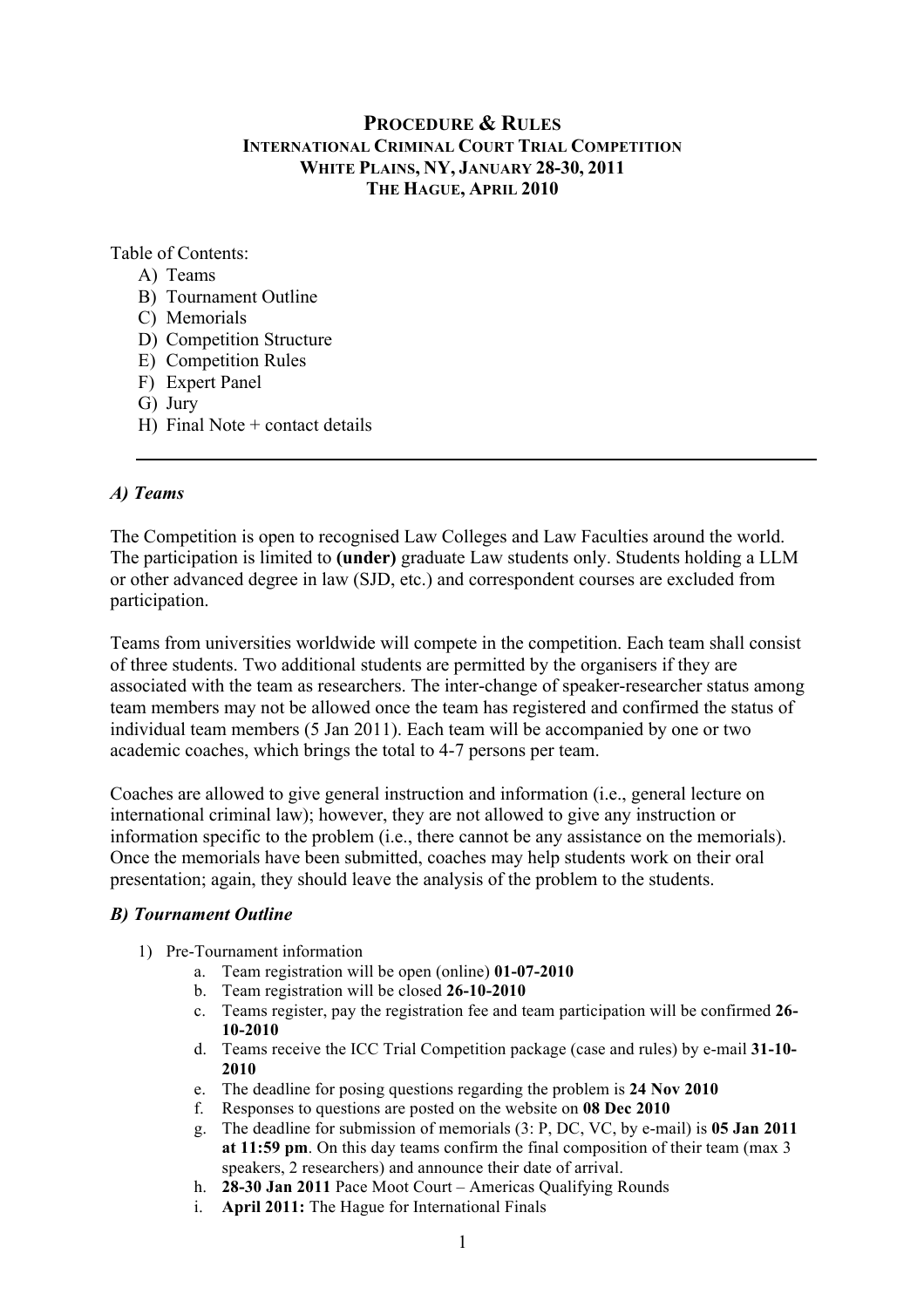# PROCEDURE & RULES
## INTERNATIONAL CRIMINAL COURT TRIAL COMPETITION
## WHITE PLAINS, NY, JANUARY 28-30, 2011
## THE HAGUE, APRIL 2010

Table of Contents:

A) Teams
B) Tournament Outline
C) Memorials
D) Competition Structure
E) Competition Rules
F) Expert Panel
G) Jury
H) Final Note + contact details

---

### *A) Teams*

The Competition is open to recognised Law Colleges and Law Faculties around the world. The participation is limited to **(under)** graduate Law students only. Students holding a LLM or other advanced degree in law (SJD, etc.) and correspondent courses are excluded from participation.

Teams from universities worldwide will compete in the competition. Each team shall consist of three students. Two additional students are permitted by the organisers if they are associated with the team as researchers. The inter-change of speaker-researcher status among team members may not be allowed once the team has registered and confirmed the status of individual team members (5 Jan 2011). Each team will be accompanied by one or two academic coaches, which brings the total to 4-7 persons per team.

Coaches are allowed to give general instruction and information (i.e., general lecture on international criminal law); however, they are not allowed to give any instruction or information specific to the problem (i.e., there cannot be any assistance on the memorials). Once the memorials have been submitted, coaches may help students work on their oral presentation; again, they should leave the analysis of the problem to the students.

### *B) Tournament Outline*

1) Pre-Tournament information
   a. Team registration will be open (online) **01-07-2010**
   b. Team registration will be closed **26-10-2010**
   c. Teams register, pay the registration fee and team participation will be confirmed **26-10-2010**
   d. Teams receive the ICC Trial Competition package (case and rules) by e-mail **31-10-2010**
   e. The deadline for posing questions regarding the problem is **24 Nov 2010**
   f. Responses to questions are posted on the website on **08 Dec 2010**
   g. The deadline for submission of memorials (3: P, DC, VC, by e-mail) is **05 Jan 2011 at 11:59 pm**. On this day teams confirm the final composition of their team (max 3 speakers, 2 researchers) and announce their date of arrival.
   h. **28-30 Jan 2011** Pace Moot Court – Americas Qualifying Rounds
   i. **April 2011:** The Hague for International Finals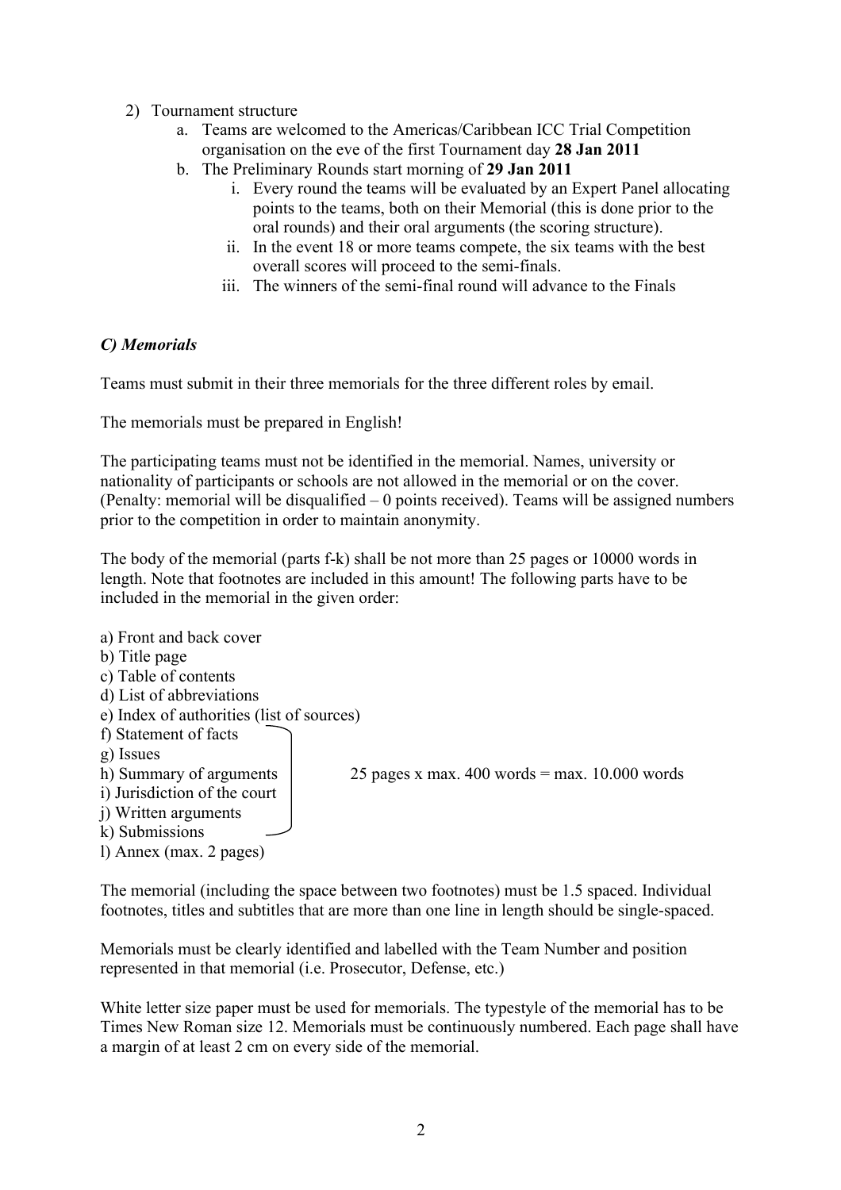2) Tournament structure
    a. Teams are welcomed to the Americas/Caribbean ICC Trial Competition organisation on the eve of the first Tournament day **28 Jan 2011**
    b. The Preliminary Rounds start morning of **29 Jan 2011**
        i. Every round the teams will be evaluated by an Expert Panel allocating points to the teams, both on their Memorial (this is done prior to the oral rounds) and their oral arguments (the scoring structure).
        ii. In the event 18 or more teams compete, the six teams with the best overall scores will proceed to the semi-finals.
        iii. The winners of the semi-final round will advance to the Finals

### *C) Memorials*

Teams must submit in their three memorials for the three different roles by email.

The memorials must be prepared in English!

The participating teams must not be identified in the memorial. Names, university or nationality of participants or schools are not allowed in the memorial or on the cover. (Penalty: memorial will be disqualified – 0 points received). Teams will be assigned numbers prior to the competition in order to maintain anonymity.

The body of the memorial (parts f-k) shall be not more than 25 pages or 10000 words in length. Note that footnotes are included in this amount! The following parts have to be included in the memorial in the given order:

a) Front and back cover
b) Title page
c) Table of contents
d) List of abbreviations
e) Index of authorities (list of sources)
f) Statement of facts
g) Issues
h) Summary of arguments
i) Jurisdiction of the court
j) Written arguments
k) Submissions
l) Annex (max. 2 pages)

(Parts f–k: 25 pages x max. 400 words = max. 10.000 words)

The memorial (including the space between two footnotes) must be 1.5 spaced. Individual footnotes, titles and subtitles that are more than one line in length should be single-spaced.

Memorials must be clearly identified and labelled with the Team Number and position represented in that memorial (i.e. Prosecutor, Defense, etc.)

White letter size paper must be used for memorials. The typestyle of the memorial has to be Times New Roman size 12. Memorials must be continuously numbered. Each page shall have a margin of at least 2 cm on every side of the memorial.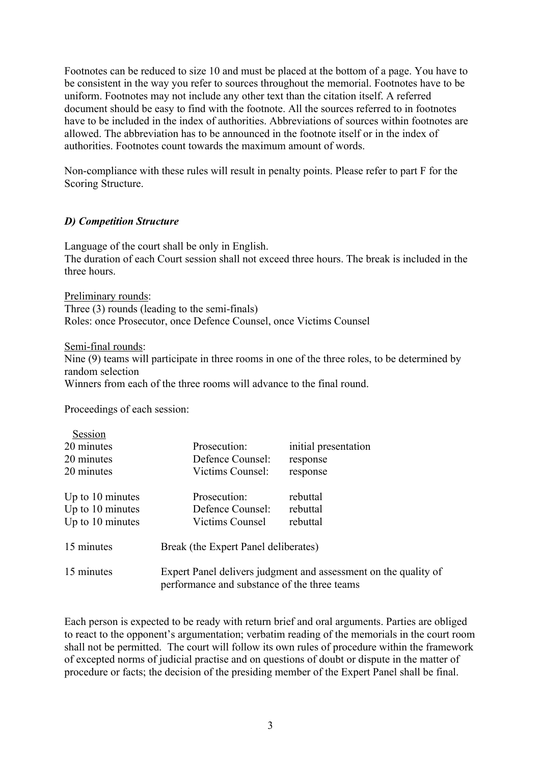Footnotes can be reduced to size 10 and must be placed at the bottom of a page. You have to be consistent in the way you refer to sources throughout the memorial. Footnotes have to be uniform. Footnotes may not include any other text than the citation itself. A referred document should be easy to find with the footnote. All the sources referred to in footnotes have to be included in the index of authorities. Abbreviations of sources within footnotes are allowed. The abbreviation has to be announced in the footnote itself or in the index of authorities. Footnotes count towards the maximum amount of words.

Non-compliance with these rules will result in penalty points. Please refer to part F for the Scoring Structure.

### *D) Competition Structure*

Language of the court shall be only in English.
The duration of each Court session shall not exceed three hours. The break is included in the three hours.

Preliminary rounds:
Three (3) rounds (leading to the semi-finals)
Roles: once Prosecutor, once Defence Counsel, once Victims Counsel

Semi-final rounds:
Nine (9) teams will participate in three rooms in one of the three roles, to be determined by random selection
Winners from each of the three rooms will advance to the final round.

Proceedings of each session:

| Session | | |
|---|---|---|
| 20 minutes | Prosecution: | initial presentation |
| 20 minutes | Defence Counsel: | response |
| 20 minutes | Victims Counsel: | response |
| Up to 10 minutes | Prosecution: | rebuttal |
| Up to 10 minutes | Defence Counsel: | rebuttal |
| Up to 10 minutes | Victims Counsel | rebuttal |
| 15 minutes | Break (the Expert Panel deliberates) | |
| 15 minutes | Expert Panel delivers judgment and assessment on the quality of performance and substance of the three teams | |

Each person is expected to be ready with return brief and oral arguments. Parties are obliged to react to the opponent's argumentation; verbatim reading of the memorials in the court room shall not be permitted. The court will follow its own rules of procedure within the framework of excepted norms of judicial practise and on questions of doubt or dispute in the matter of procedure or facts; the decision of the presiding member of the Expert Panel shall be final.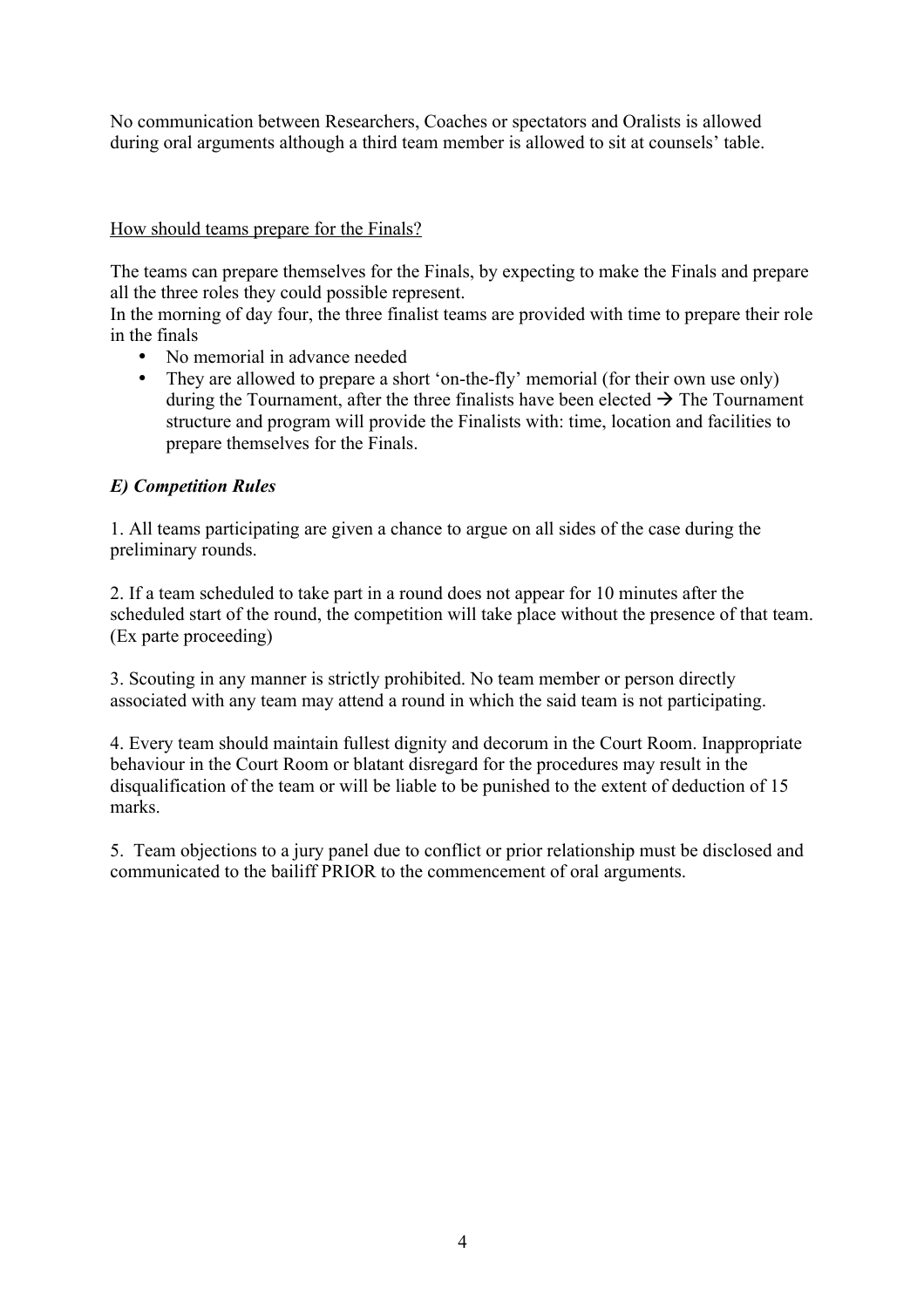No communication between Researchers, Coaches or spectators and Oralists is allowed during oral arguments although a third team member is allowed to sit at counsels' table.

<u>How should teams prepare for the Finals?</u>

The teams can prepare themselves for the Finals, by expecting to make the Finals and prepare all the three roles they could possible represent.
In the morning of day four, the three finalist teams are provided with time to prepare their role in the finals

- No memorial in advance needed
- They are allowed to prepare a short 'on-the-fly' memorial (for their own use only) during the Tournament, after the three finalists have been elected → The Tournament structure and program will provide the Finalists with: time, location and facilities to prepare themselves for the Finals.

### ***E) Competition Rules***

1. All teams participating are given a chance to argue on all sides of the case during the preliminary rounds.

2. If a team scheduled to take part in a round does not appear for 10 minutes after the scheduled start of the round, the competition will take place without the presence of that team. (Ex parte proceeding)

3. Scouting in any manner is strictly prohibited. No team member or person directly associated with any team may attend a round in which the said team is not participating.

4. Every team should maintain fullest dignity and decorum in the Court Room. Inappropriate behaviour in the Court Room or blatant disregard for the procedures may result in the disqualification of the team or will be liable to be punished to the extent of deduction of 15 marks.

5. Team objections to a jury panel due to conflict or prior relationship must be disclosed and communicated to the bailiff PRIOR to the commencement of oral arguments.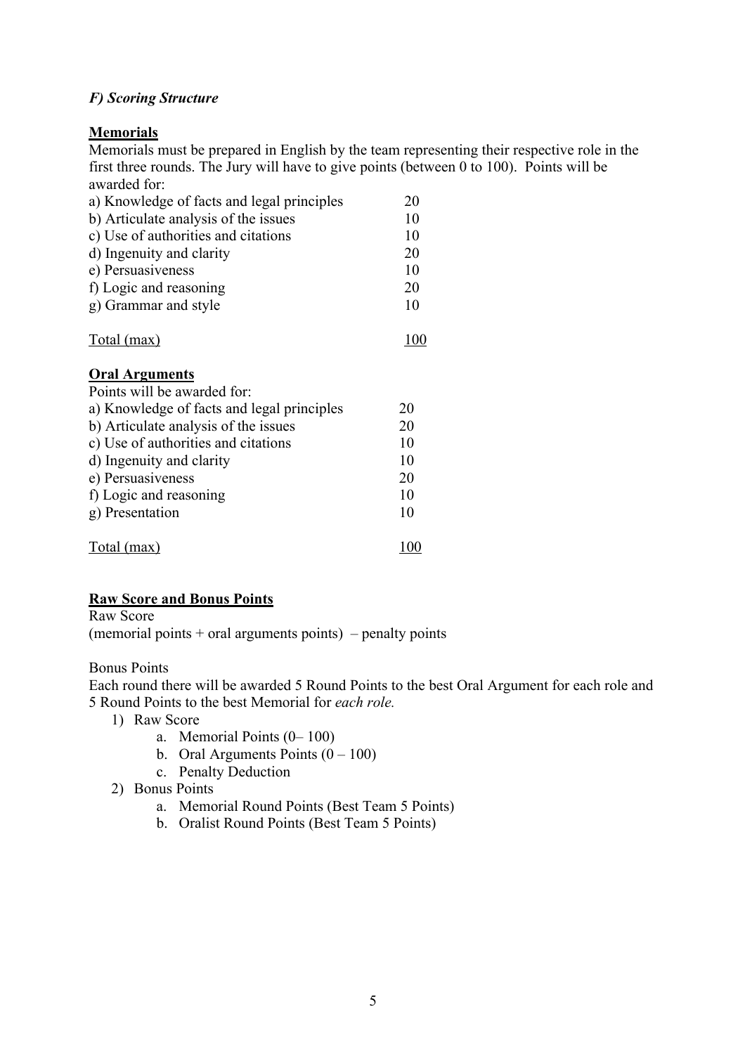### *F) Scoring Structure*

**Memorials**

Memorials must be prepared in English by the team representing their respective role in the first three rounds. The Jury will have to give points (between 0 to 100). Points will be awarded for:

| | |
|---|---|
| a) Knowledge of facts and legal principles | 20 |
| b) Articulate analysis of the issues | 10 |
| c) Use of authorities and citations | 10 |
| d) Ingenuity and clarity | 20 |
| e) Persuasiveness | 10 |
| f) Logic and reasoning | 20 |
| g) Grammar and style | 10 |
| Total (max) | 100 |

**Oral Arguments**

Points will be awarded for:

| | |
|---|---|
| a) Knowledge of facts and legal principles | 20 |
| b) Articulate analysis of the issues | 20 |
| c) Use of authorities and citations | 10 |
| d) Ingenuity and clarity | 10 |
| e) Persuasiveness | 20 |
| f) Logic and reasoning | 10 |
| g) Presentation | 10 |
| Total (max) | 100 |

**Raw Score and Bonus Points**

Raw Score
(memorial points + oral arguments points) – penalty points

Bonus Points
Each round there will be awarded 5 Round Points to the best Oral Argument for each role and 5 Round Points to the best Memorial for *each role.*

1) Raw Score
   a. Memorial Points (0– 100)
   b. Oral Arguments Points (0 – 100)
   c. Penalty Deduction
2) Bonus Points
   a. Memorial Round Points (Best Team 5 Points)
   b. Oralist Round Points (Best Team 5 Points)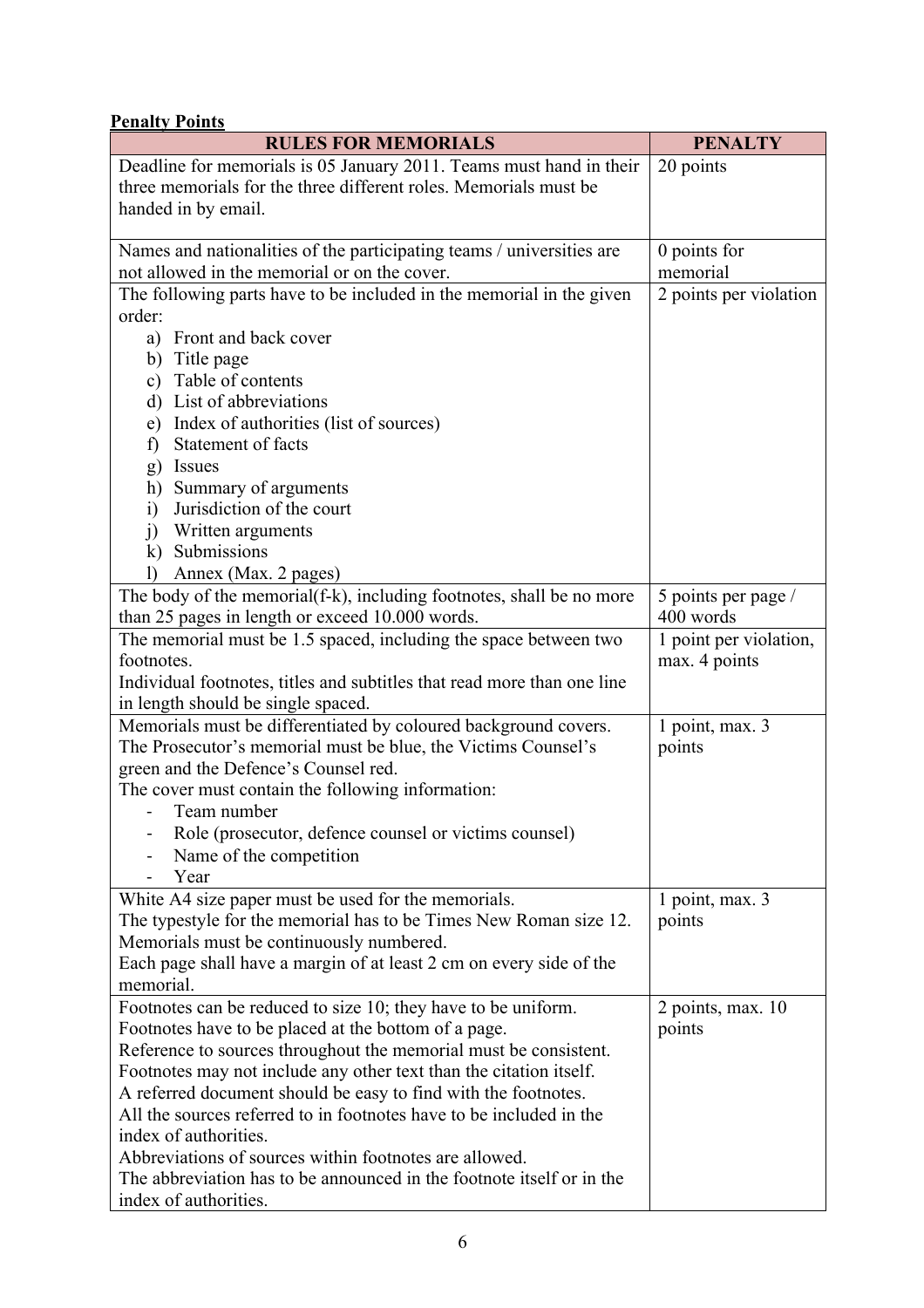**Penalty Points**

| RULES FOR MEMORIALS | PENALTY |
|---|---|
| Deadline for memorials is 05 January 2011. Teams must hand in their three memorials for the three different roles. Memorials must be handed in by email. | 20 points |
| Names and nationalities of the participating teams / universities are not allowed in the memorial or on the cover. | 0 points for memorial |
| The following parts have to be included in the memorial in the given order:<br>a) Front and back cover<br>b) Title page<br>c) Table of contents<br>d) List of abbreviations<br>e) Index of authorities (list of sources)<br>f) Statement of facts<br>g) Issues<br>h) Summary of arguments<br>i) Jurisdiction of the court<br>j) Written arguments<br>k) Submissions<br>l) Annex (Max. 2 pages) | 2 points per violation |
| The body of the memorial(f-k), including footnotes, shall be no more than 25 pages in length or exceed 10.000 words. | 5 points per page / 400 words |
| The memorial must be 1.5 spaced, including the space between two footnotes.<br>Individual footnotes, titles and subtitles that read more than one line in length should be single spaced. | 1 point per violation, max. 4 points |
| Memorials must be differentiated by coloured background covers. The Prosecutor's memorial must be blue, the Victims Counsel's green and the Defence's Counsel red.<br>The cover must contain the following information:<br>- Team number<br>- Role (prosecutor, defence counsel or victims counsel)<br>- Name of the competition<br>- Year | 1 point, max. 3 points |
| White A4 size paper must be used for the memorials.<br>The typestyle for the memorial has to be Times New Roman size 12.<br>Memorials must be continuously numbered.<br>Each page shall have a margin of at least 2 cm on every side of the memorial. | 1 point, max. 3 points |
| Footnotes can be reduced to size 10; they have to be uniform.<br>Footnotes have to be placed at the bottom of a page.<br>Reference to sources throughout the memorial must be consistent.<br>Footnotes may not include any other text than the citation itself.<br>A referred document should be easy to find with the footnotes.<br>All the sources referred to in footnotes have to be included in the index of authorities.<br>Abbreviations of sources within footnotes are allowed.<br>The abbreviation has to be announced in the footnote itself or in the index of authorities. | 2 points, max. 10 points |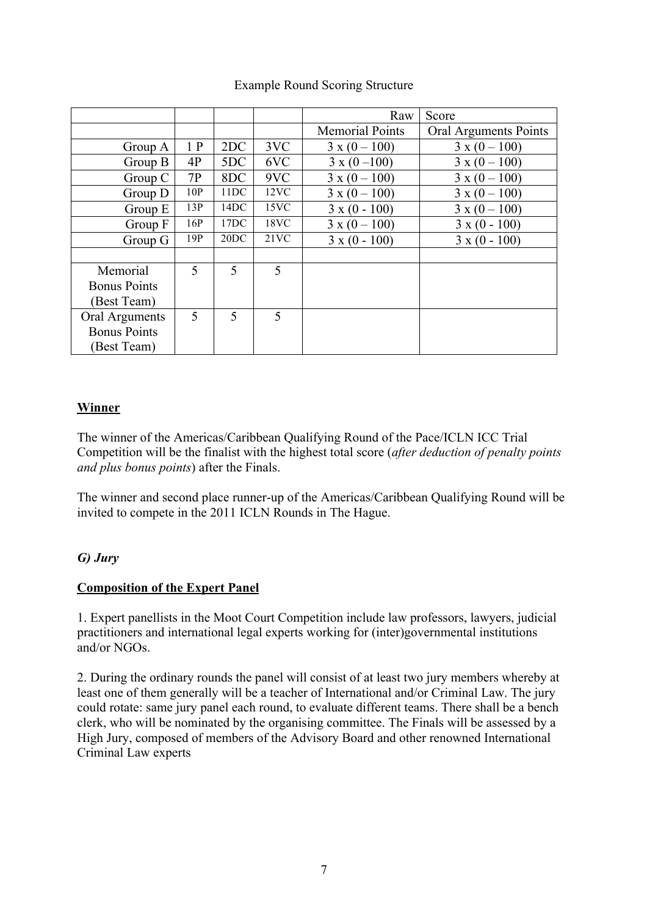Example Round Scoring Structure

| | | | | Raw | Score |
|---|---|---|---|---|---|
| | | | | Memorial Points | Oral Arguments Points |
| Group A | 1 P | 2DC | 3VC | 3 x (0 – 100) | 3 x (0 – 100) |
| Group B | 4P | 5DC | 6VC | 3 x (0 –100) | 3 x (0 – 100) |
| Group C | 7P | 8DC | 9VC | 3 x (0 – 100) | 3 x (0 – 100) |
| Group D | 10P | 11DC | 12VC | 3 x (0 – 100) | 3 x (0 – 100) |
| Group E | 13P | 14DC | 15VC | 3 x (0 - 100) | 3 x (0 – 100) |
| Group F | 16P | 17DC | 18VC | 3 x (0 – 100) | 3 x (0 - 100) |
| Group G | 19P | 20DC | 21VC | 3 x (0 - 100) | 3 x (0 - 100) |
| | | | | | |
| Memorial Bonus Points (Best Team) | 5 | 5 | 5 | | |
| Oral Arguments Bonus Points (Best Team) | 5 | 5 | 5 | | |

**Winner**

The winner of the Americas/Caribbean Qualifying Round of the Pace/ICLN ICC Trial Competition will be the finalist with the highest total score (*after deduction of penalty points and plus bonus points*) after the Finals.

The winner and second place runner-up of the Americas/Caribbean Qualifying Round will be invited to compete in the 2011 ICLN Rounds in The Hague.

***G) Jury***

**Composition of the Expert Panel**

1. Expert panellists in the Moot Court Competition include law professors, lawyers, judicial practitioners and international legal experts working for (inter)governmental institutions and/or NGOs.

2. During the ordinary rounds the panel will consist of at least two jury members whereby at least one of them generally will be a teacher of International and/or Criminal Law. The jury could rotate: same jury panel each round, to evaluate different teams. There shall be a bench clerk, who will be nominated by the organising committee. The Finals will be assessed by a High Jury, composed of members of the Advisory Board and other renowned International Criminal Law experts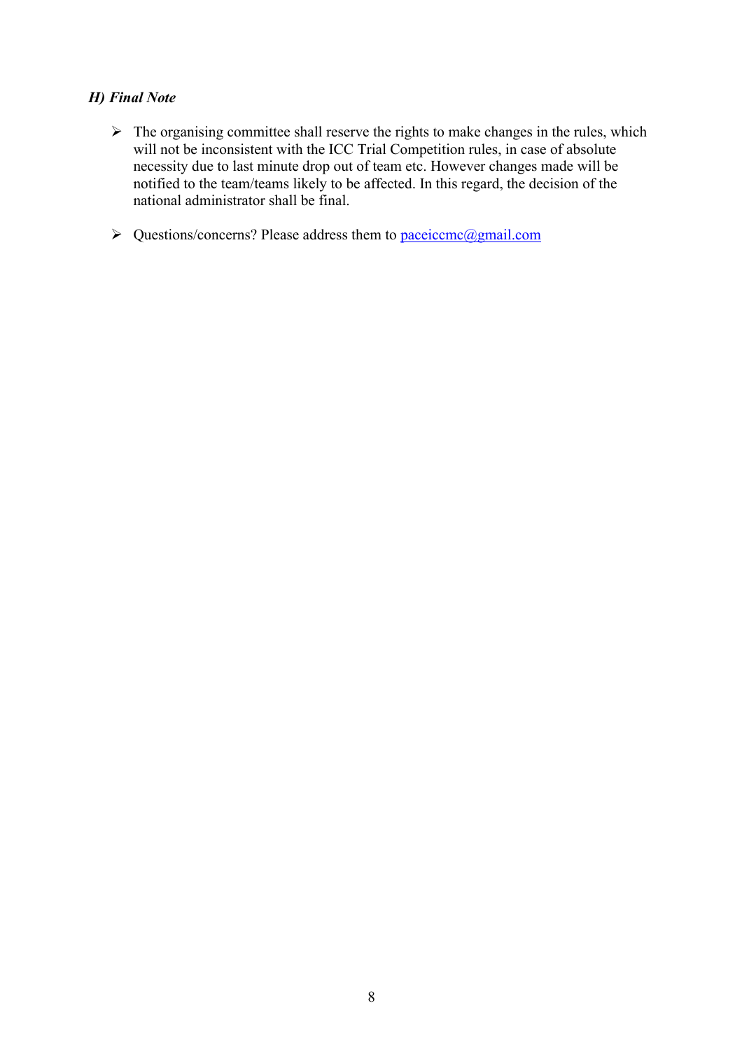### *H) Final Note*

- The organising committee shall reserve the rights to make changes in the rules, which will not be inconsistent with the ICC Trial Competition rules, in case of absolute necessity due to last minute drop out of team etc. However changes made will be notified to the team/teams likely to be affected. In this regard, the decision of the national administrator shall be final.
- Questions/concerns? Please address them to paceiccmc@gmail.com